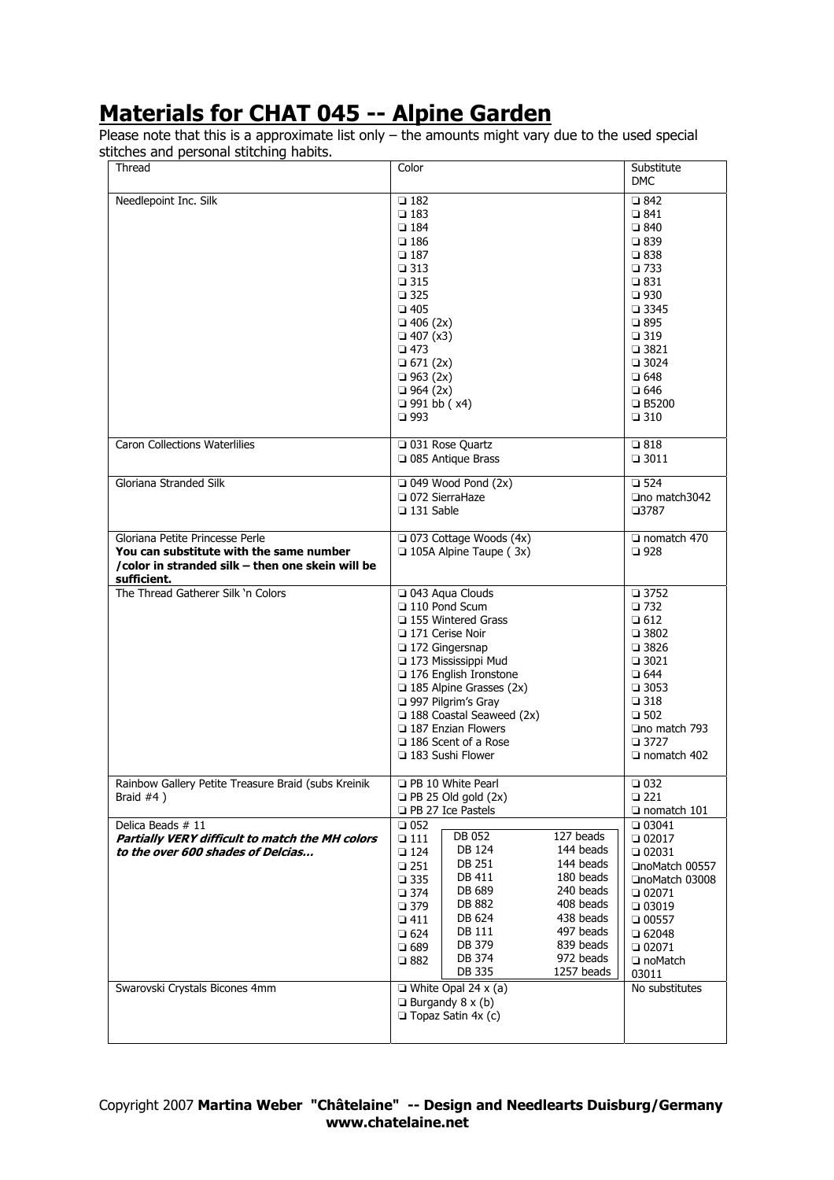# Materials for CHAT 045 -- Alpine Garden

Please note that this is a approximate list only – the amounts might vary due to the used special stitches and personal stitching habits.

| Thread | Color | Substitute DMC |
|---|---|---|
| Needlepoint Inc. Silk | ❑ 182<br>❑ 183<br>❑ 184<br>❑ 186<br>❑ 187<br>❑ 313<br>❑ 315<br>❑ 325<br>❑ 405<br>❑ 406 (2x)<br>❑ 407 (x3)<br>❑ 473<br>❑ 671 (2x)<br>❑ 963 (2x)<br>❑ 964 (2x)<br>❑ 991 bb ( x4)<br>❑ 993 | ❑ 842<br>❑ 841<br>❑ 840<br>❑ 839<br>❑ 838<br>❑ 733<br>❑ 831<br>❑ 930<br>❑ 3345<br>❑ 895<br>❑ 319<br>❑ 3821<br>❑ 3024<br>❑ 648<br>❑ 646<br>❑ B5200<br>❑ 310 |
| Caron Collections Waterlilies | ❑ 031 Rose Quartz<br>❑ 085 Antique Brass | ❑ 818<br>❑ 3011 |
| Gloriana Stranded Silk | ❑ 049 Wood Pond (2x)<br>❑ 072 SierraHaze<br>❑ 131 Sable | ❑ 524<br>❑no match3042<br>❑3787 |
| Gloriana Petite Princesse Perle<br>**You can substitute with the same number /color in stranded silk – then one skein will be sufficient.** | ❑ 073 Cottage Woods (4x)<br>❑ 105A Alpine Taupe ( 3x) | ❑ nomatch 470<br>❑ 928 |
| The Thread Gatherer Silk 'n Colors | ❑ 043 Aqua Clouds<br>❑ 110 Pond Scum<br>❑ 155 Wintered Grass<br>❑ 171 Cerise Noir<br>❑ 172 Gingersnap<br>❑ 173 Mississippi Mud<br>❑ 176 English Ironstone<br>❑ 185 Alpine Grasses (2x)<br>❑ 997 Pilgrim's Gray<br>❑ 188 Coastal Seaweed (2x)<br>❑ 187 Enzian Flowers<br>❑ 186 Scent of a Rose<br>❑ 183 Sushi Flower | ❑ 3752<br>❑ 732<br>❑ 612<br>❑ 3802<br>❑ 3826<br>❑ 3021<br>❑ 644<br>❑ 3053<br>❑ 318<br>❑ 502<br>❑no match 793<br>❑ 3727<br>❑ nomatch 402 |
| Rainbow Gallery Petite Treasure Braid (subs Kreinik Braid #4 ) | ❑ PB 10 White Pearl<br>❑ PB 25 Old gold (2x)<br>❑ PB 27 Ice Pastels | ❑ 032<br>❑ 221<br>❑ nomatch 101 |
| Delica Beads # 11<br>***Partially VERY difficult to match the MH colors to the over 600 shades of Delcias…*** | ❑ 052<br>❑ 111<br>❑ 124<br>❑ 251<br>❑ 335<br>❑ 374<br>❑ 379<br>❑ 411<br>❑ 624<br>❑ 689<br>❑ 882<br><br>DB 052 127 beads<br>DB 124 144 beads<br>DB 251 144 beads<br>DB 411 180 beads<br>DB 689 240 beads<br>DB 882 408 beads<br>DB 624 438 beads<br>DB 111 497 beads<br>DB 379 839 beads<br>DB 374 972 beads<br>DB 335 1257 beads | ❑ 03041<br>❑ 02017<br>❑ 02031<br>❑noMatch 00557<br>❑noMatch 03008<br>❑ 02071<br>❑ 03019<br>❑ 00557<br>❑ 62048<br>❑ 02071<br>❑ noMatch 03011 |
| Swarovski Crystals Bicones 4mm | ❑ White Opal 24 x (a)<br>❑ Burgandy 8 x (b)<br>❑ Topaz Satin 4x (c) | No substitutes |

Copyright 2007 **Martina Weber "Châtelaine" -- Design and Needlearts Duisburg/Germany www.chatelaine.net**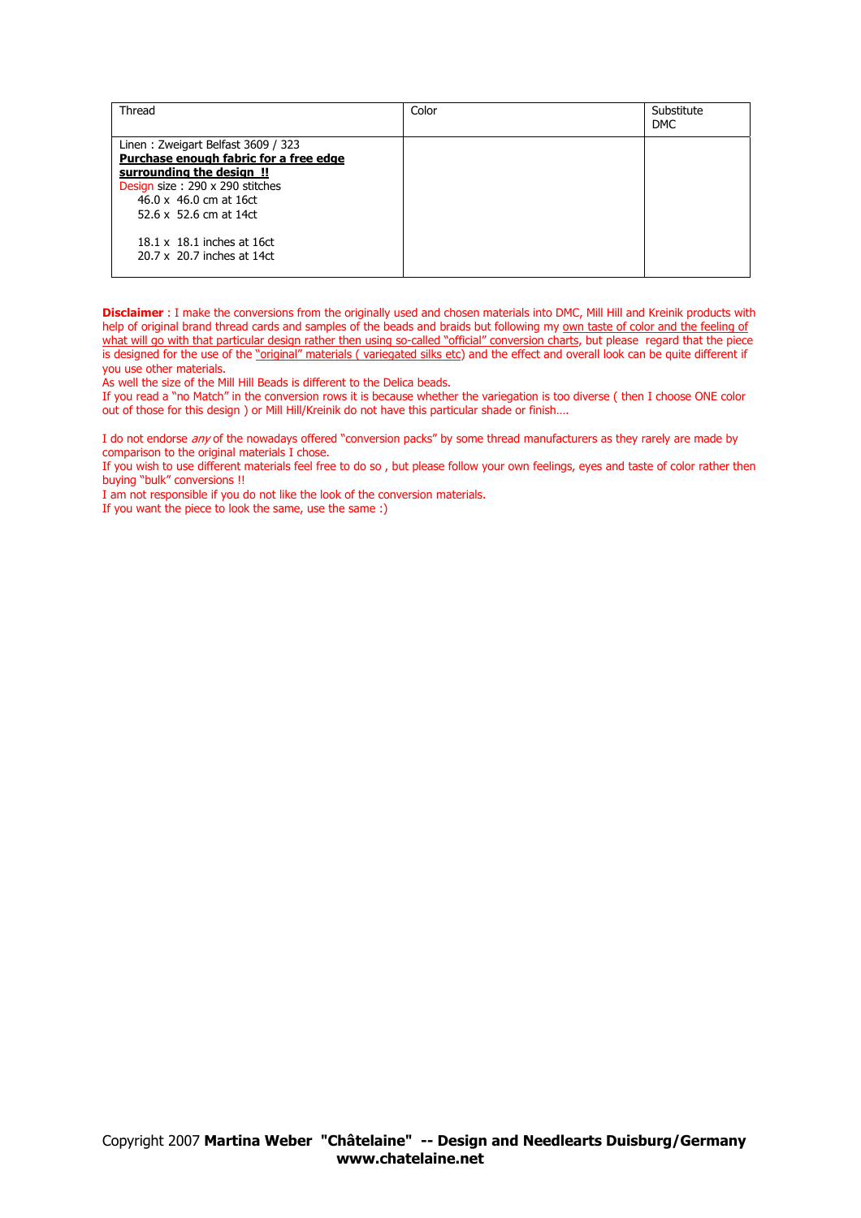| Thread | Color | Substitute DMC |
|---|---|---|
| Linen : Zweigart Belfast 3609 / 323<br>**Purchase enough fabric for a free edge surrounding the design !!**<br>Design size : 290 x 290 stitches<br>46.0 x 46.0 cm at 16ct<br>52.6 x 52.6 cm at 14ct<br><br>18.1 x 18.1 inches at 16ct<br>20.7 x 20.7 inches at 14ct | | |

**Disclaimer** : I make the conversions from the originally used and chosen materials into DMC, Mill Hill and Kreinik products with help of original brand thread cards and samples of the beads and braids but following my own taste of color and the feeling of what will go with that particular design rather then using so-called "official" conversion charts, but please regard that the piece is designed for the use of the "original" materials ( variegated silks etc) and the effect and overall look can be quite different if you use other materials.
As well the size of the Mill Hill Beads is different to the Delica beads.
If you read a "no Match" in the conversion rows it is because whether the variegation is too diverse ( then I choose ONE color out of those for this design ) or Mill Hill/Kreinik do not have this particular shade or finish….

I do not endorse *any* of the nowadays offered "conversion packs" by some thread manufacturers as they rarely are made by comparison to the original materials I chose.
If you wish to use different materials feel free to do so , but please follow your own feelings, eyes and taste of color rather then buying "bulk" conversions !!
I am not responsible if you do not like the look of the conversion materials.
If you want the piece to look the same, use the same :)

Copyright 2007 **Martina Weber "Châtelaine" -- Design and Needlearts Duisburg/Germany**
**www.chatelaine.net**